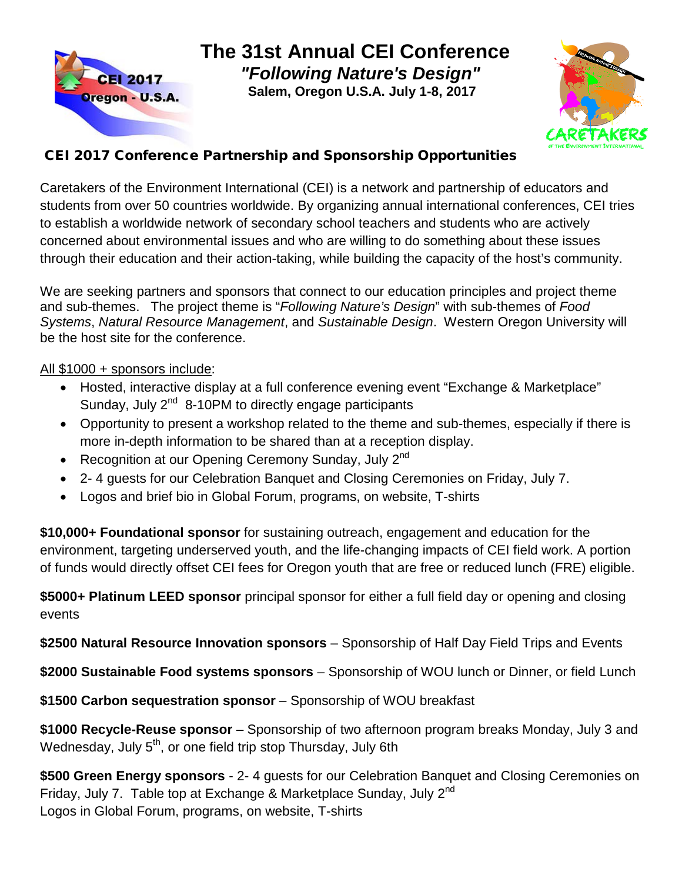# The 31st Annual CEI Conference

***"Following Nature's Design"***

**Salem, Oregon U.S.A. July 1-8, 2017**

## CEI 2017 Conference Partnership and Sponsorship Opportunities

Caretakers of the Environment International (CEI) is a network and partnership of educators and students from over 50 countries worldwide. By organizing annual international conferences, CEI tries to establish a worldwide network of secondary school teachers and students who are actively concerned about environmental issues and who are willing to do something about these issues through their education and their action-taking, while building the capacity of the host's community.

We are seeking partners and sponsors that connect to our education principles and project theme and sub-themes. The project theme is "*Following Nature's Design*" with sub-themes of *Food Systems*, *Natural Resource Management*, and *Sustainable Design*. Western Oregon University will be the host site for the conference.

<u>All $1000 + sponsors include</u>:

- Hosted, interactive display at a full conference evening event "Exchange & Marketplace" Sunday, July 2nd 8-10PM to directly engage participants
- Opportunity to present a workshop related to the theme and sub-themes, especially if there is more in-depth information to be shared than at a reception display.
- Recognition at our Opening Ceremony Sunday, July 2nd
- 2- 4 guests for our Celebration Banquet and Closing Ceremonies on Friday, July 7.
- Logos and brief bio in Global Forum, programs, on website, T-shirts

**$10,000+ Foundational sponsor** for sustaining outreach, engagement and education for the environment, targeting underserved youth, and the life-changing impacts of CEI field work. A portion of funds would directly offset CEI fees for Oregon youth that are free or reduced lunch (FRE) eligible.

**$5000+ Platinum LEED sponsor** principal sponsor for either a full field day or opening and closing events

**$2500 Natural Resource Innovation sponsors** – Sponsorship of Half Day Field Trips and Events

**$2000 Sustainable Food systems sponsors** – Sponsorship of WOU lunch or Dinner, or field Lunch

**$1500 Carbon sequestration sponsor** – Sponsorship of WOU breakfast

**$1000 Recycle-Reuse sponsor** – Sponsorship of two afternoon program breaks Monday, July 3 and Wednesday, July 5th, or one field trip stop Thursday, July 6th

**$500 Green Energy sponsors** - 2- 4 guests for our Celebration Banquet and Closing Ceremonies on Friday, July 7. Table top at Exchange & Marketplace Sunday, July 2nd
Logos in Global Forum, programs, on website, T-shirts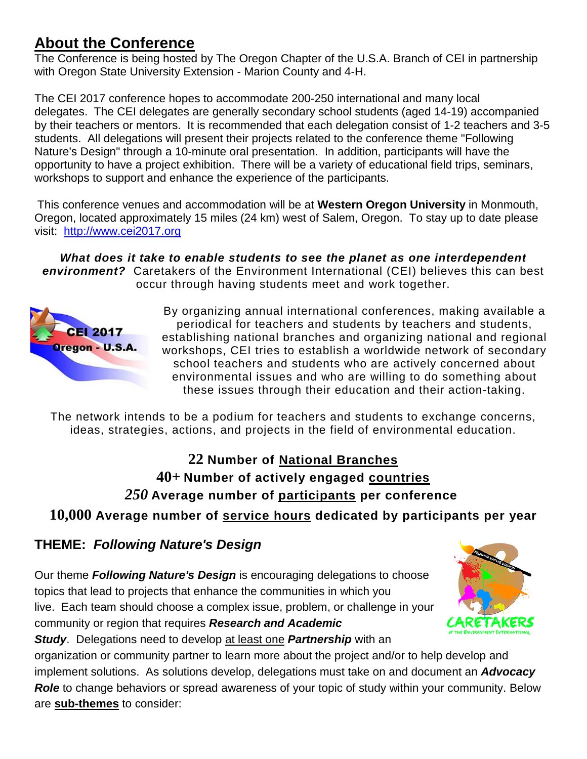## About the Conference

The Conference is being hosted by The Oregon Chapter of the U.S.A. Branch of CEI in partnership with Oregon State University Extension - Marion County and 4-H.

The CEI 2017 conference hopes to accommodate 200-250 international and many local delegates. The CEI delegates are generally secondary school students (aged 14-19) accompanied by their teachers or mentors. It is recommended that each delegation consist of 1-2 teachers and 3-5 students. All delegations will present their projects related to the conference theme "Following Nature's Design" through a 10-minute oral presentation. In addition, participants will have the opportunity to have a project exhibition. There will be a variety of educational field trips, seminars, workshops to support and enhance the experience of the participants.

This conference venues and accommodation will be at **Western Oregon University** in Monmouth, Oregon, located approximately 15 miles (24 km) west of Salem, Oregon. To stay up to date please visit: [http://www.cei2017.org](http://www.cei2017.org)

***What does it take to enable students to see the planet as one interdependent environment?*** Caretakers of the Environment International (CEI) believes this can best occur through having students meet and work together.

By organizing annual international conferences, making available a periodical for teachers and students by teachers and students, establishing national branches and organizing national and regional workshops, CEI tries to establish a worldwide network of secondary school teachers and students who are actively concerned about environmental issues and who are willing to do something about these issues through their education and their action-taking.

The network intends to be a podium for teachers and students to exchange concerns, ideas, strategies, actions, and projects in the field of environmental education.

**22 Number of National Branches**

**40+ Number of actively engaged countries**

***250*** **Average number of participants per conference**

**10,000 Average number of service hours dedicated by participants per year**

### THEME: *Following Nature's Design*

Our theme ***Following Nature's Design*** is encouraging delegations to choose topics that lead to projects that enhance the communities in which you live. Each team should choose a complex issue, problem, or challenge in your community or region that requires ***Research and Academic Study***. Delegations need to develop at least one ***Partnership*** with an organization or community partner to learn more about the project and/or to help develop and implement solutions. As solutions develop, delegations must take on and document an ***Advocacy Role*** to change behaviors or spread awareness of your topic of study within your community. Below are **sub-themes** to consider: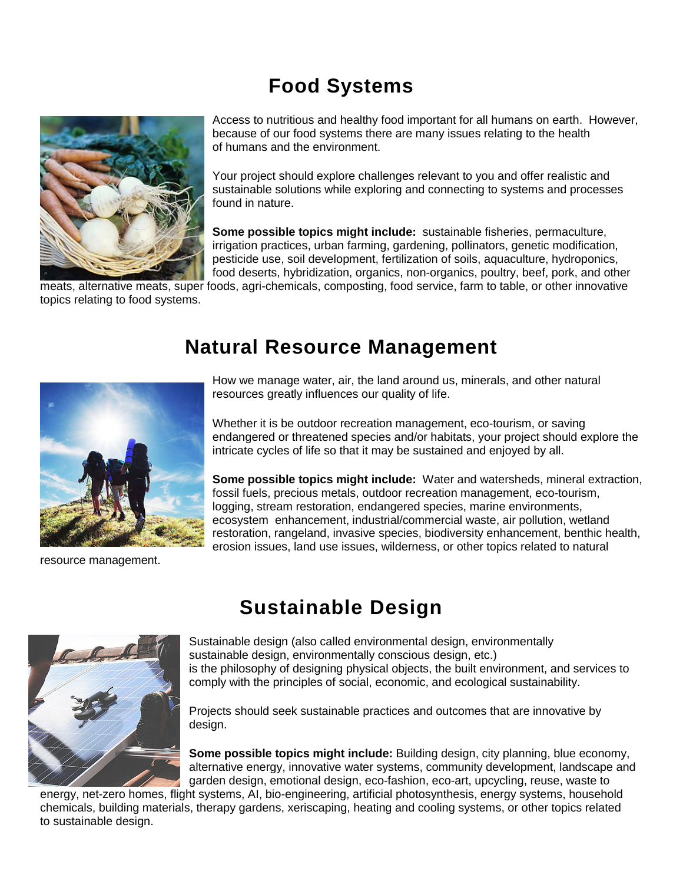## Food Systems

Access to nutritious and healthy food important for all humans on earth. However, because of our food systems there are many issues relating to the health of humans and the environment.

Your project should explore challenges relevant to you and offer realistic and sustainable solutions while exploring and connecting to systems and processes found in nature.

**Some possible topics might include:** sustainable fisheries, permaculture, irrigation practices, urban farming, gardening, pollinators, genetic modification, pesticide use, soil development, fertilization of soils, aquaculture, hydroponics, food deserts, hybridization, organics, non-organics, poultry, beef, pork, and other meats, alternative meats, super foods, agri-chemicals, composting, food service, farm to table, or other innovative topics relating to food systems.

## Natural Resource Management

How we manage water, air, the land around us, minerals, and other natural resources greatly influences our quality of life.

Whether it is be outdoor recreation management, eco-tourism, or saving endangered or threatened species and/or habitats, your project should explore the intricate cycles of life so that it may be sustained and enjoyed by all.

**Some possible topics might include:** Water and watersheds, mineral extraction, fossil fuels, precious metals, outdoor recreation management, eco-tourism, logging, stream restoration, endangered species, marine environments, ecosystem enhancement, industrial/commercial waste, air pollution, wetland restoration, rangeland, invasive species, biodiversity enhancement, benthic health, erosion issues, land use issues, wilderness, or other topics related to natural resource management.

## Sustainable Design

Sustainable design (also called environmental design, environmentally sustainable design, environmentally conscious design, etc.) is the philosophy of designing physical objects, the built environment, and services to comply with the principles of social, economic, and ecological sustainability.

Projects should seek sustainable practices and outcomes that are innovative by design.

**Some possible topics might include:** Building design, city planning, blue economy, alternative energy, innovative water systems, community development, landscape and garden design, emotional design, eco-fashion, eco-art, upcycling, reuse, waste to energy, net-zero homes, flight systems, AI, bio-engineering, artificial photosynthesis, energy systems, household chemicals, building materials, therapy gardens, xeriscaping, heating and cooling systems, or other topics related to sustainable design.